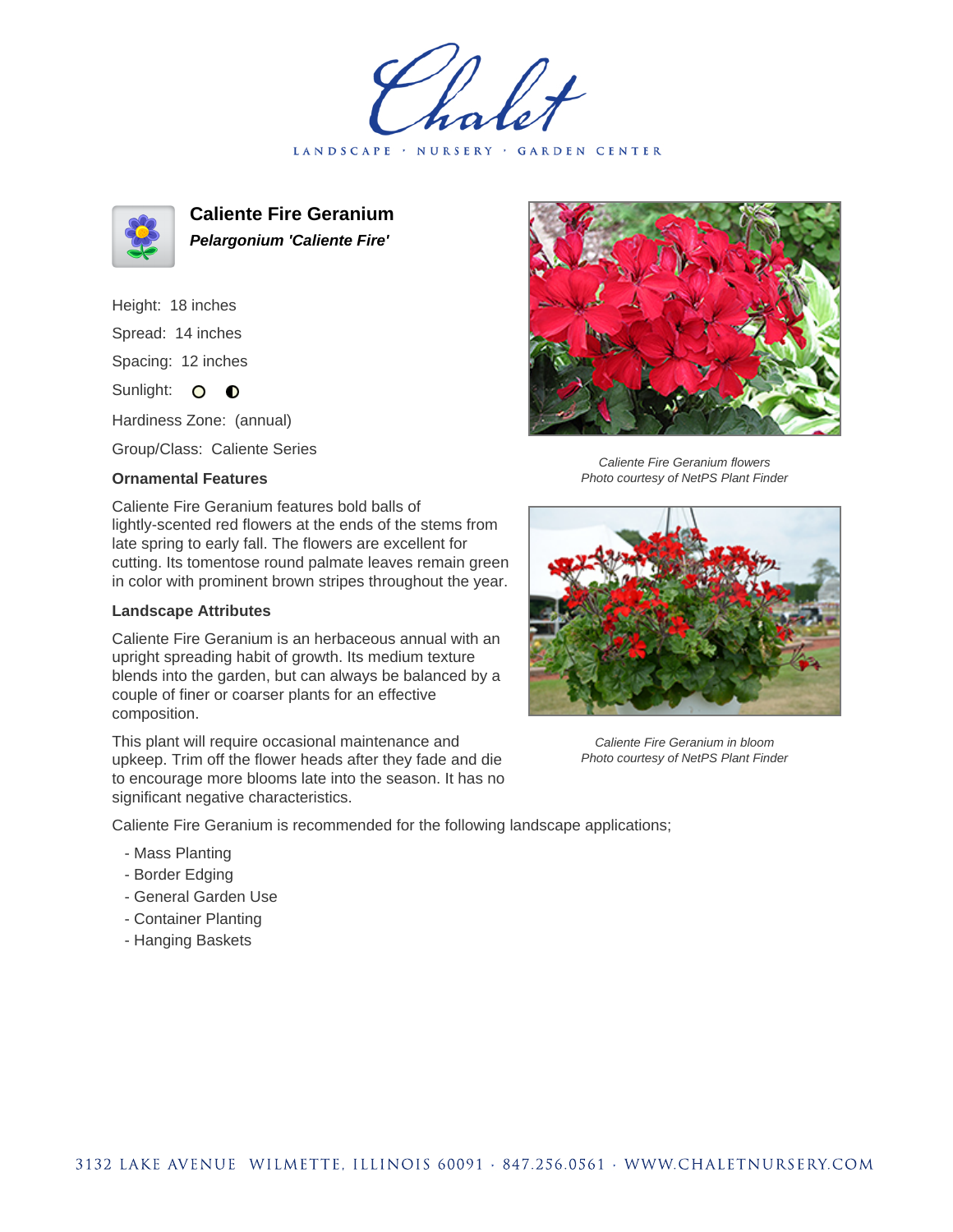# Chalet

LANDSCAPE · NURSERY · GARDEN CENTER

## Caliente Fire Geranium

***Pelargonium 'Caliente Fire'***

Height: 18 inches

Spread: 14 inches

Spacing: 12 inches

Sunlight: ○ ◐

Hardiness Zone: (annual)

Group/Class: Caliente Series

### Ornamental Features

Caliente Fire Geranium features bold balls of lightly-scented red flowers at the ends of the stems from late spring to early fall. The flowers are excellent for cutting. Its tomentose round palmate leaves remain green in color with prominent brown stripes throughout the year.

### Landscape Attributes

Caliente Fire Geranium is an herbaceous annual with an upright spreading habit of growth. Its medium texture blends into the garden, but can always be balanced by a couple of finer or coarser plants for an effective composition.

This plant will require occasional maintenance and upkeep. Trim off the flower heads after they fade and die to encourage more blooms late into the season. It has no significant negative characteristics.

Caliente Fire Geranium is recommended for the following landscape applications;

- Mass Planting
- Border Edging
- General Garden Use
- Container Planting
- Hanging Baskets

*Caliente Fire Geranium flowers*
*Photo courtesy of NetPS Plant Finder*

*Caliente Fire Geranium in bloom*
*Photo courtesy of NetPS Plant Finder*

3132 LAKE AVENUE WILMETTE, ILLINOIS 60091 · 847.256.0561 · WWW.CHALETNURSERY.COM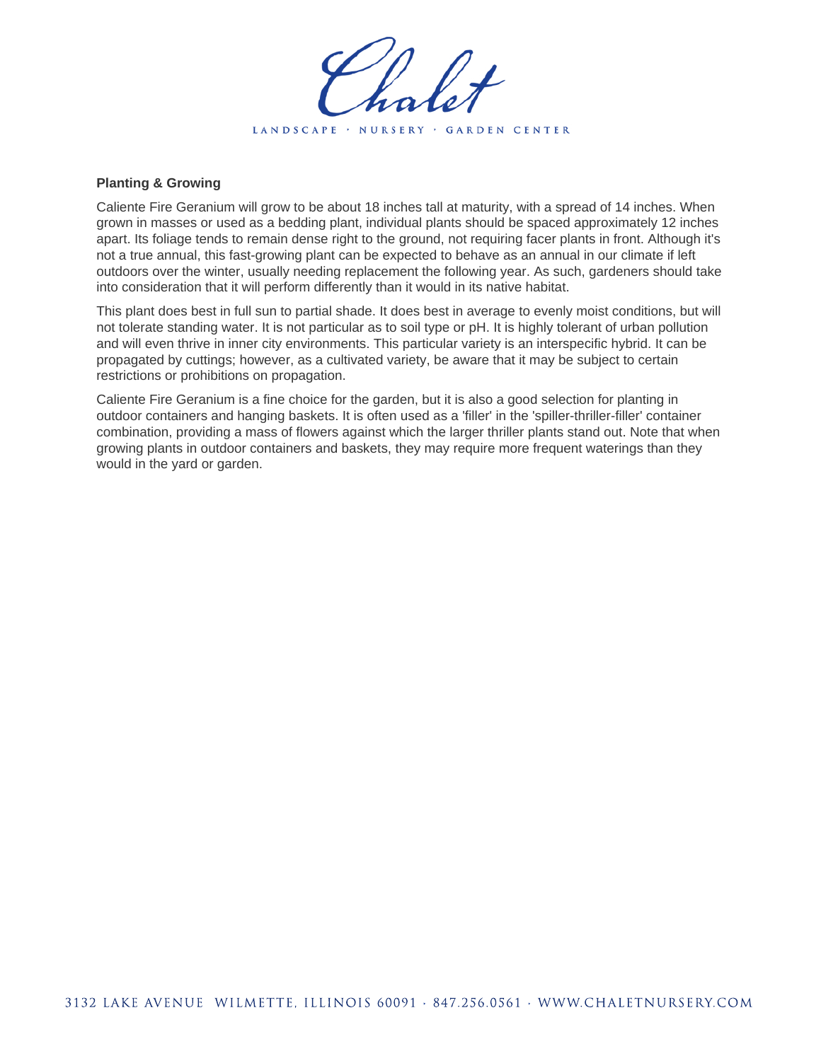**Planting & Growing**

Caliente Fire Geranium will grow to be about 18 inches tall at maturity, with a spread of 14 inches. When grown in masses or used as a bedding plant, individual plants should be spaced approximately 12 inches apart. Its foliage tends to remain dense right to the ground, not requiring facer plants in front. Although it's not a true annual, this fast-growing plant can be expected to behave as an annual in our climate if left outdoors over the winter, usually needing replacement the following year. As such, gardeners should take into consideration that it will perform differently than it would in its native habitat.

This plant does best in full sun to partial shade. It does best in average to evenly moist conditions, but will not tolerate standing water. It is not particular as to soil type or pH. It is highly tolerant of urban pollution and will even thrive in inner city environments. This particular variety is an interspecific hybrid. It can be propagated by cuttings; however, as a cultivated variety, be aware that it may be subject to certain restrictions or prohibitions on propagation.

Caliente Fire Geranium is a fine choice for the garden, but it is also a good selection for planting in outdoor containers and hanging baskets. It is often used as a 'filler' in the 'spiller-thriller-filler' container combination, providing a mass of flowers against which the larger thriller plants stand out. Note that when growing plants in outdoor containers and baskets, they may require more frequent waterings than they would in the yard or garden.